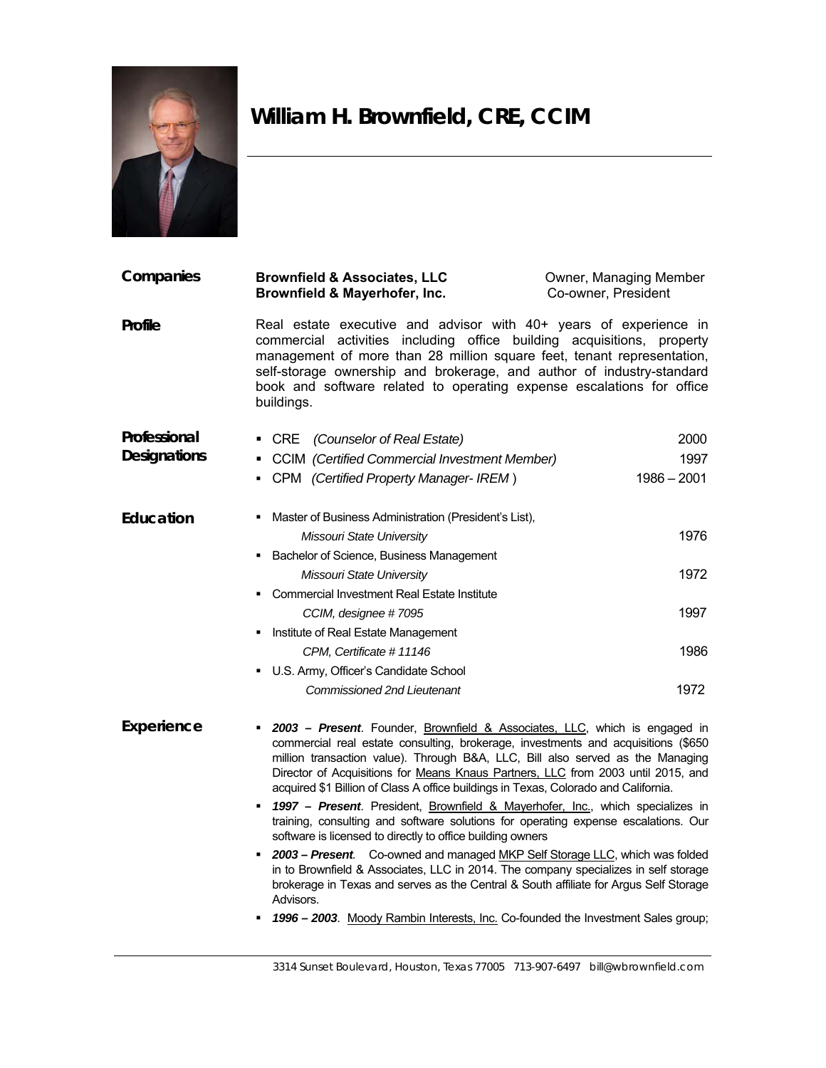# William H. Brownfield, CRE, CCIM

## Companies

| | |
|---|---|
| **Brownfield & Associates, LLC** | Owner, Managing Member |
| **Brownfield & Mayerhofer, Inc.** | Co-owner, President |

## Profile

Real estate executive and advisor with 40+ years of experience in commercial activities including office building acquisitions, property management of more than 28 million square feet, tenant representation, self-storage ownership and brokerage, and author of industry-standard book and software related to operating expense escalations for office buildings.

## Professional Designations

- CRE *(Counselor of Real Estate)* — 2000
- CCIM *(Certified Commercial Investment Member)* — 1997
- CPM *(Certified Property Manager- IREM )* — 1986 – 2001

## Education

- Master of Business Administration (President's List), *Missouri State University* — 1976
- Bachelor of Science, Business Management, *Missouri State University* — 1972
- Commercial Investment Real Estate Institute, *CCIM, designee # 7095* — 1997
- Institute of Real Estate Management, *CPM, Certificate # 11146* — 1986
- U.S. Army, Officer's Candidate School, *Commissioned 2nd Lieutenant* — 1972

## Experience

- ***2003 – Present***. Founder, Brownfield & Associates, LLC, which is engaged in commercial real estate consulting, brokerage, investments and acquisitions ($650 million transaction value). Through B&A, LLC, Bill also served as the Managing Director of Acquisitions for Means Knaus Partners, LLC from 2003 until 2015, and acquired $1 Billion of Class A office buildings in Texas, Colorado and California.
- ***1997 – Present***. President, Brownfield & Mayerhofer, Inc., which specializes in training, consulting and software solutions for operating expense escalations. Our software is licensed to directly to office building owners
- ***2003 – Present***. Co-owned and managed MKP Self Storage LLC, which was folded in to Brownfield & Associates, LLC in 2014. The company specializes in self storage brokerage in Texas and serves as the Central & South affiliate for Argus Self Storage Advisors.
- ***1996 – 2003***. Moody Rambin Interests, Inc. Co-founded the Investment Sales group;

3314 Sunset Boulevard, Houston, Texas 77005 713-907-6497 bill@wbrownfield.com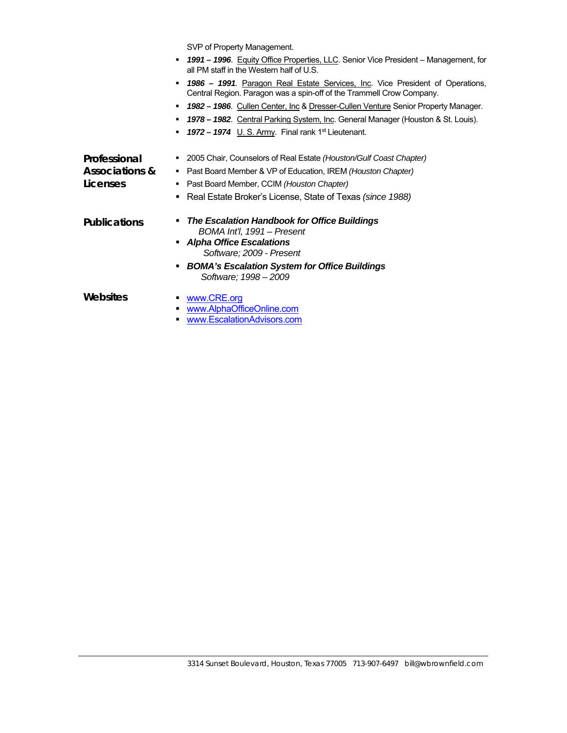SVP of Property Management.

- ***1991 – 1996***. Equity Office Properties, LLC. Senior Vice President – Management, for all PM staff in the Western half of U.S.
- ***1986 – 1991***. Paragon Real Estate Services, Inc. Vice President of Operations, Central Region. Paragon was a spin-off of the Trammell Crow Company.
- ***1982 – 1986***. Cullen Center, Inc & Dresser-Cullen Venture Senior Property Manager.
- ***1978 – 1982***. Central Parking System, Inc. General Manager (Houston & St. Louis).
- ***1972 – 1974*** U. S. Army. Final rank 1st Lieutenant.

## Professional Associations & Licenses

- 2005 Chair, Counselors of Real Estate *(Houston/Gulf Coast Chapter)*
- Past Board Member & VP of Education, IREM *(Houston Chapter)*
- Past Board Member, CCIM *(Houston Chapter)*
- Real Estate Broker's License, State of Texas *(since 1988)*

## Publications

- ***The Escalation Handbook for Office Buildings***
  *BOMA Int'l, 1991 – Present*
- ***Alpha Office Escalations***
  *Software; 2009 - Present*
- ***BOMA's Escalation System for Office Buildings***
  *Software; 1998 – 2009*

## Websites

- www.CRE.org
- www.AlphaOfficeOnline.com
- www.EscalationAdvisors.com

3314 Sunset Boulevard, Houston, Texas 77005 713-907-6497 bill@wbrownfield.com